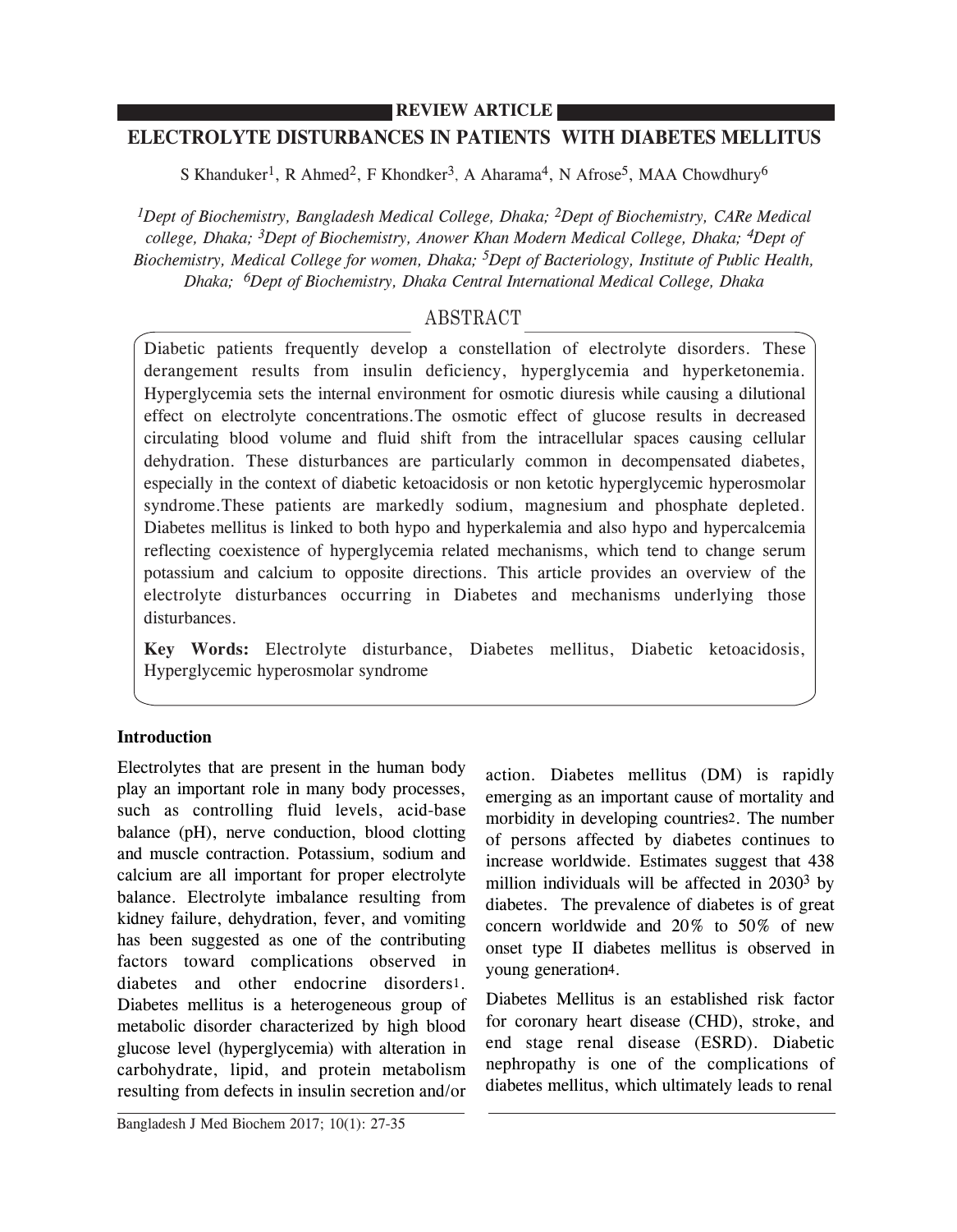REVIEW ARTICLE

# ELECTROLYTE DISTURBANCES IN PATIENTS WITH DIABETES MELLITUS

S Khanduker[1], R Ahmed[2], F Khondker[3], A Aharama[4], N Afrose[5], MAA Chowdhury[6]

*[1]Dept of Biochemistry, Bangladesh Medical College, Dhaka; [2]Dept of Biochemistry, CARe Medical college, Dhaka; [3]Dept of Biochemistry, Anower Khan Modern Medical College, Dhaka; [4]Dept of Biochemistry, Medical College for women, Dhaka; [5]Dept of Bacteriology, Institute of Public Health, Dhaka; [6]Dept of Biochemistry, Dhaka Central International Medical College, Dhaka*

## ABSTRACT

Diabetic patients frequently develop a constellation of electrolyte disorders. These derangement results from insulin deficiency, hyperglycemia and hyperketonemia. Hyperglycemia sets the internal environment for osmotic diuresis while causing a dilutional effect on electrolyte concentrations.The osmotic effect of glucose results in decreased circulating blood volume and fluid shift from the intracellular spaces causing cellular dehydration. These disturbances are particularly common in decompensated diabetes, especially in the context of diabetic ketoacidosis or non ketotic hyperglycemic hyperosmolar syndrome.These patients are markedly sodium, magnesium and phosphate depleted. Diabetes mellitus is linked to both hypo and hyperkalemia and also hypo and hypercalcemia reflecting coexistence of hyperglycemia related mechanisms, which tend to change serum potassium and calcium to opposite directions. This article provides an overview of the electrolyte disturbances occurring in Diabetes and mechanisms underlying those disturbances.

**Key Words:** Electrolyte disturbance, Diabetes mellitus, Diabetic ketoacidosis, Hyperglycemic hyperosmolar syndrome

## Introduction

Electrolytes that are present in the human body play an important role in many body processes, such as controlling fluid levels, acid-base balance (pH), nerve conduction, blood clotting and muscle contraction. Potassium, sodium and calcium are all important for proper electrolyte balance. Electrolyte imbalance resulting from kidney failure, dehydration, fever, and vomiting has been suggested as one of the contributing factors toward complications observed in diabetes and other endocrine disorders[1]. Diabetes mellitus is a heterogeneous group of metabolic disorder characterized by high blood glucose level (hyperglycemia) with alteration in carbohydrate, lipid, and protein metabolism resulting from defects in insulin secretion and/or action. Diabetes mellitus (DM) is rapidly emerging as an important cause of mortality and morbidity in developing countries[2]. The number of persons affected by diabetes continues to increase worldwide. Estimates suggest that 438 million individuals will be affected in 2030[3] by diabetes. The prevalence of diabetes is of great concern worldwide and 20% to 50% of new onset type II diabetes mellitus is observed in young generation[4].

Diabetes Mellitus is an established risk factor for coronary heart disease (CHD), stroke, and end stage renal disease (ESRD). Diabetic nephropathy is one of the complications of diabetes mellitus, which ultimately leads to renal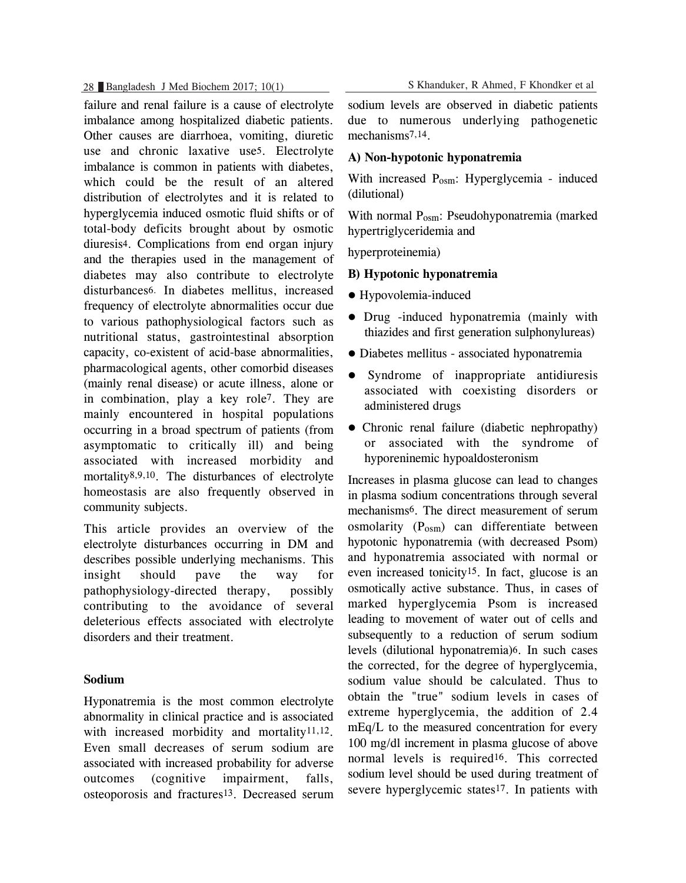failure and renal failure is a cause of electrolyte imbalance among hospitalized diabetic patients. Other causes are diarrhoea, vomiting, diuretic use and chronic laxative use[5]. Electrolyte imbalance is common in patients with diabetes, which could be the result of an altered distribution of electrolytes and it is related to hyperglycemia induced osmotic fluid shifts or of total-body deficits brought about by osmotic diuresis[4]. Complications from end organ injury and the therapies used in the management of diabetes may also contribute to electrolyte disturbances[6]. In diabetes mellitus, increased frequency of electrolyte abnormalities occur due to various pathophysiological factors such as nutritional status, gastrointestinal absorption capacity, co-existent of acid-base abnormalities, pharmacological agents, other comorbid diseases (mainly renal disease) or acute illness, alone or in combination, play a key role[7]. They are mainly encountered in hospital populations occurring in a broad spectrum of patients (from asymptomatic to critically ill) and being associated with increased morbidity and mortality[8,9,10]. The disturbances of electrolyte homeostasis are also frequently observed in community subjects.

This article provides an overview of the electrolyte disturbances occurring in DM and describes possible underlying mechanisms. This insight should pave the way for pathophysiology-directed therapy, possibly contributing to the avoidance of several deleterious effects associated with electrolyte disorders and their treatment.

## Sodium

Hyponatremia is the most common electrolyte abnormality in clinical practice and is associated with increased morbidity and mortality[11,12]. Even small decreases of serum sodium are associated with increased probability for adverse outcomes (cognitive impairment, falls, osteoporosis and fractures[13]. Decreased serum sodium levels are observed in diabetic patients due to numerous underlying pathogenetic mechanisms[7,14].

**A) Non-hypotonic hyponatremia**

With increased $P_{osm}$: Hyperglycemia - induced (dilutional)

With normal $P_{osm}$: Pseudohyponatremia (marked hypertriglyceridemia and

hyperproteinemia)

**B) Hypotonic hyponatremia**

- Hypovolemia-induced
- Drug -induced hyponatremia (mainly with thiazides and first generation sulphonylureas)
- Diabetes mellitus - associated hyponatremia
- Syndrome of inappropriate antidiuresis associated with coexisting disorders or administered drugs
- Chronic renal failure (diabetic nephropathy) or associated with the syndrome of hyporeninemic hypoaldosteronism

Increases in plasma glucose can lead to changes in plasma sodium concentrations through several mechanisms[6]. The direct measurement of serum osmolarity ($P_{osm}$) can differentiate between hypotonic hyponatremia (with decreased Psom) and hyponatremia associated with normal or even increased tonicity[15]. In fact, glucose is an osmotically active substance. Thus, in cases of marked hyperglycemia Psom is increased leading to movement of water out of cells and subsequently to a reduction of serum sodium levels (dilutional hyponatremia)[6]. In such cases the corrected, for the degree of hyperglycemia, sodium value should be calculated. Thus to obtain the "true" sodium levels in cases of extreme hyperglycemia, the addition of 2.4 mEq/L to the measured concentration for every 100 mg/dl increment in plasma glucose of above normal levels is required[16]. This corrected sodium level should be used during treatment of severe hyperglycemic states[17]. In patients with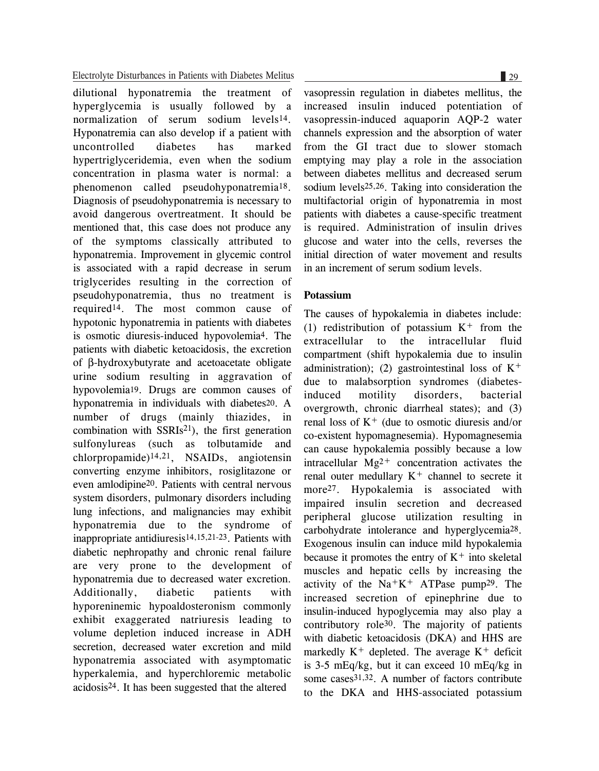dilutional hyponatremia the treatment of hyperglycemia is usually followed by a normalization of serum sodium levels[14]. Hyponatremia can also develop if a patient with uncontrolled diabetes has marked hypertriglyceridemia, even when the sodium concentration in plasma water is normal: a phenomenon called pseudohyponatremia[18]. Diagnosis of pseudohyponatremia is necessary to avoid dangerous overtreatment. It should be mentioned that, this case does not produce any of the symptoms classically attributed to hyponatremia. Improvement in glycemic control is associated with a rapid decrease in serum triglycerides resulting in the correction of pseudohyponatremia, thus no treatment is required[14]. The most common cause of hypotonic hyponatremia in patients with diabetes is osmotic diuresis-induced hypovolemia[4]. The patients with diabetic ketoacidosis, the excretion of β-hydroxybutyrate and acetoacetate obligate urine sodium resulting in aggravation of hypovolemia[19]. Drugs are common causes of hyponatremia in individuals with diabetes[20]. A number of drugs (mainly thiazides, in combination with SSRIs[21]), the first generation sulfonylureas (such as tolbutamide and chlorpropamide)[14,21], NSAIDs, angiotensin converting enzyme inhibitors, rosiglitazone or even amlodipine[20]. Patients with central nervous system disorders, pulmonary disorders including lung infections, and malignancies may exhibit hyponatremia due to the syndrome of inappropriate antidiuresis[14,15,21-23]. Patients with diabetic nephropathy and chronic renal failure are very prone to the development of hyponatremia due to decreased water excretion. Additionally, diabetic patients with hyporeninemic hypoaldosteronism commonly exhibit exaggerated natriuresis leading to volume depletion induced increase in ADH secretion, decreased water excretion and mild hyponatremia associated with asymptomatic hyperkalemia, and hyperchloremic metabolic acidosis[24]. It has been suggested that the altered vasopressin regulation in diabetes mellitus, the increased insulin induced potentiation of vasopressin-induced aquaporin AQP-2 water channels expression and the absorption of water from the GI tract due to slower stomach emptying may play a role in the association between diabetes mellitus and decreased serum sodium levels[25,26]. Taking into consideration the multifactorial origin of hyponatremia in most patients with diabetes a cause-specific treatment is required. Administration of insulin drives glucose and water into the cells, reverses the initial direction of water movement and results in an increment of serum sodium levels.

## Potassium

The causes of hypokalemia in diabetes include: (1) redistribution of potassium $K^+$ from the extracellular to the intracellular fluid compartment (shift hypokalemia due to insulin administration); (2) gastrointestinal loss of $K^+$ due to malabsorption syndromes (diabetes-induced motility disorders, bacterial overgrowth, chronic diarrheal states); and (3) renal loss of $K^+$ (due to osmotic diuresis and/or co-existent hypomagnesemia). Hypomagnesemia can cause hypokalemia possibly because a low intracellular $Mg^{2+}$ concentration activates the renal outer medullary $K^+$ channel to secrete it more[27]. Hypokalemia is associated with impaired insulin secretion and decreased peripheral glucose utilization resulting in carbohydrate intolerance and hyperglycemia[28]. Exogenous insulin can induce mild hypokalemia because it promotes the entry of $K^+$ into skeletal muscles and hepatic cells by increasing the activity of the $Na^+K^+$ ATPase pump[29]. The increased secretion of epinephrine due to insulin-induced hypoglycemia may also play a contributory role[30]. The majority of patients with diabetic ketoacidosis (DKA) and HHS are markedly $K^+$ depleted. The average $K^+$ deficit is 3-5 mEq/kg, but it can exceed 10 mEq/kg in some cases[31,32]. A number of factors contribute to the DKA and HHS-associated potassium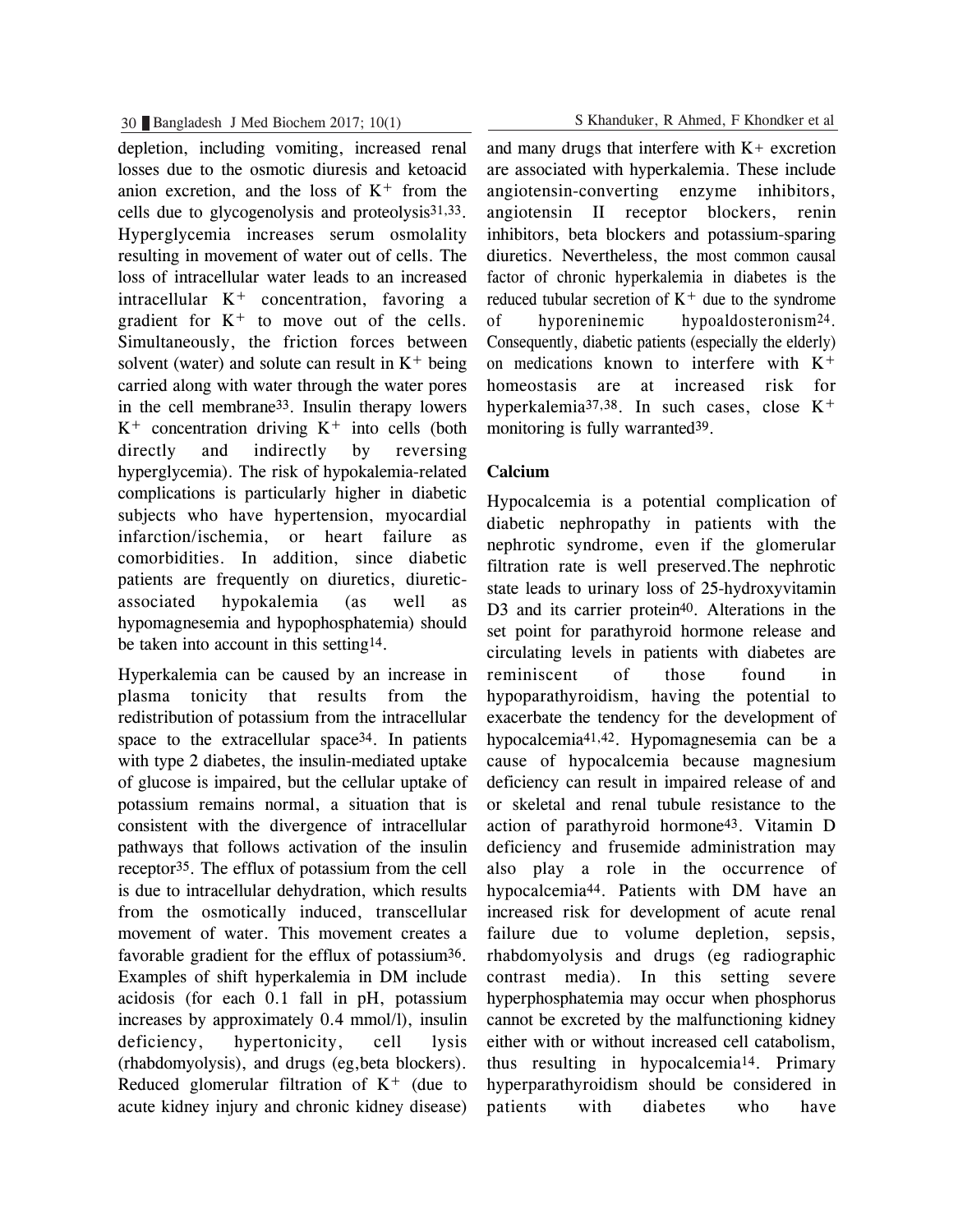depletion, including vomiting, increased renal losses due to the osmotic diuresis and ketoacid anion excretion, and the loss of $K^+$ from the cells due to glycogenolysis and proteolysis[31,33]. Hyperglycemia increases serum osmolality resulting in movement of water out of cells. The loss of intracellular water leads to an increased intracellular $K^+$ concentration, favoring a gradient for $K^+$ to move out of the cells. Simultaneously, the friction forces between solvent (water) and solute can result in $K^+$ being carried along with water through the water pores in the cell membrane[33]. Insulin therapy lowers $K^+$ concentration driving $K^+$ into cells (both directly and indirectly by reversing hyperglycemia). The risk of hypokalemia-related complications is particularly higher in diabetic subjects who have hypertension, myocardial infarction/ischemia, or heart failure as comorbidities. In addition, since diabetic patients are frequently on diuretics, diuretic-associated hypokalemia (as well as hypomagnesemia and hypophosphatemia) should be taken into account in this setting[14].

Hyperkalemia can be caused by an increase in plasma tonicity that results from the redistribution of potassium from the intracellular space to the extracellular space[34]. In patients with type 2 diabetes, the insulin-mediated uptake of glucose is impaired, but the cellular uptake of potassium remains normal, a situation that is consistent with the divergence of intracellular pathways that follows activation of the insulin receptor[35]. The efflux of potassium from the cell is due to intracellular dehydration, which results from the osmotically induced, transcellular movement of water. This movement creates a favorable gradient for the efflux of potassium[36]. Examples of shift hyperkalemia in DM include acidosis (for each 0.1 fall in pH, potassium increases by approximately 0.4 mmol/l), insulin deficiency, hypertonicity, cell lysis (rhabdomyolysis), and drugs (eg,beta blockers). Reduced glomerular filtration of $K^+$ (due to acute kidney injury and chronic kidney disease) and many drugs that interfere with $K^+$ excretion are associated with hyperkalemia. These include angiotensin-converting enzyme inhibitors, angiotensin II receptor blockers, renin inhibitors, beta blockers and potassium-sparing diuretics. Nevertheless, the most common causal factor of chronic hyperkalemia in diabetes is the reduced tubular secretion of $K^+$ due to the syndrome of hyporeninemic hypoaldosteronism[24]. Consequently, diabetic patients (especially the elderly) on medications known to interfere with $K^+$ homeostasis are at increased risk for hyperkalemia[37,38]. In such cases, close $K^+$ monitoring is fully warranted[39].

### Calcium

Hypocalcemia is a potential complication of diabetic nephropathy in patients with the nephrotic syndrome, even if the glomerular filtration rate is well preserved.The nephrotic state leads to urinary loss of 25-hydroxyvitamin D3 and its carrier protein[40]. Alterations in the set point for parathyroid hormone release and circulating levels in patients with diabetes are reminiscent of those found in hypoparathyroidism, having the potential to exacerbate the tendency for the development of hypocalcemia[41,42]. Hypomagnesemia can be a cause of hypocalcemia because magnesium deficiency can result in impaired release of and or skeletal and renal tubule resistance to the action of parathyroid hormone[43]. Vitamin D deficiency and frusemide administration may also play a role in the occurrence of hypocalcemia[44]. Patients with DM have an increased risk for development of acute renal failure due to volume depletion, sepsis, rhabdomyolysis and drugs (eg radiographic contrast media). In this setting severe hyperphosphatemia may occur when phosphorus cannot be excreted by the malfunctioning kidney either with or without increased cell catabolism, thus resulting in hypocalcemia[14]. Primary hyperparathyroidism should be considered in patients with diabetes who have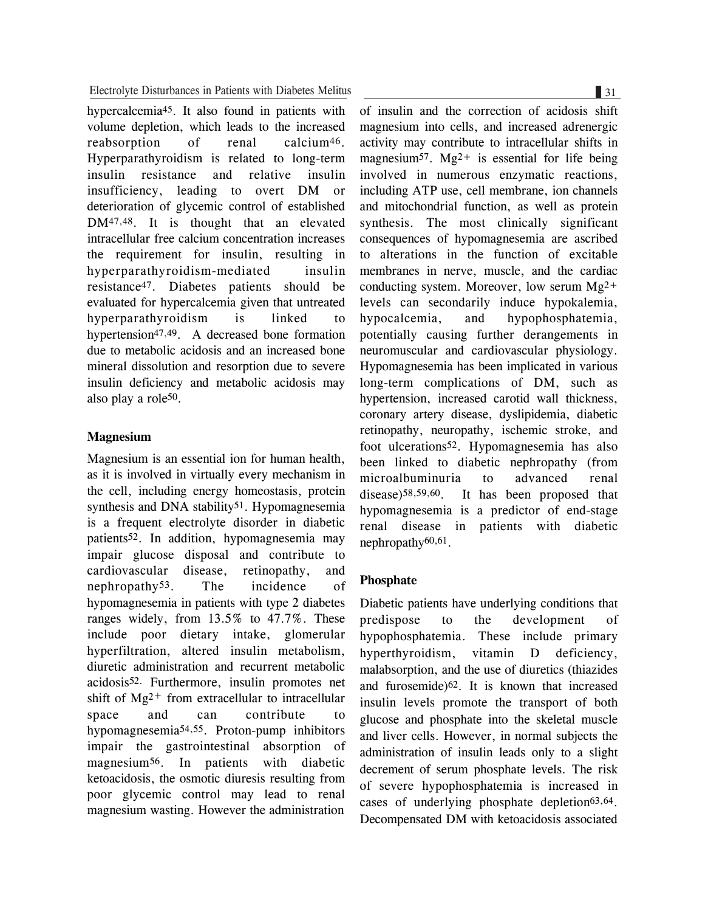hypercalcemia[45]. It also found in patients with volume depletion, which leads to the increased reabsorption of renal calcium[46]. Hyperparathyroidism is related to long-term insulin resistance and relative insulin insufficiency, leading to overt DM or deterioration of glycemic control of established DM[47,48]. It is thought that an elevated intracellular free calcium concentration increases the requirement for insulin, resulting in hyperparathyroidism-mediated insulin resistance[47]. Diabetes patients should be evaluated for hypercalcemia given that untreated hyperparathyroidism is linked to hypertension[47,49]. A decreased bone formation due to metabolic acidosis and an increased bone mineral dissolution and resorption due to severe insulin deficiency and metabolic acidosis may also play a role[50].

### Magnesium

Magnesium is an essential ion for human health, as it is involved in virtually every mechanism in the cell, including energy homeostasis, protein synthesis and DNA stability[51]. Hypomagnesemia is a frequent electrolyte disorder in diabetic patients[52]. In addition, hypomagnesemia may impair glucose disposal and contribute to cardiovascular disease, retinopathy, and nephropathy[53]. The incidence of hypomagnesemia in patients with type 2 diabetes ranges widely, from 13.5% to 47.7%. These include poor dietary intake, glomerular hyperfiltration, altered insulin metabolism, diuretic administration and recurrent metabolic acidosis[52]. Furthermore, insulin promotes net shift of $Mg^{2+}$ from extracellular to intracellular space and can contribute to hypomagnesemia[54,55]. Proton-pump inhibitors impair the gastrointestinal absorption of magnesium[56]. In patients with diabetic ketoacidosis, the osmotic diuresis resulting from poor glycemic control may lead to renal magnesium wasting. However the administration of insulin and the correction of acidosis shift magnesium into cells, and increased adrenergic activity may contribute to intracellular shifts in magnesium[57]. $Mg^{2+}$ is essential for life being involved in numerous enzymatic reactions, including ATP use, cell membrane, ion channels and mitochondrial function, as well as protein synthesis. The most clinically significant consequences of hypomagnesemia are ascribed to alterations in the function of excitable membranes in nerve, muscle, and the cardiac conducting system. Moreover, low serum $Mg^{2+}$ levels can secondarily induce hypokalemia, hypocalcemia, and hypophosphatemia, potentially causing further derangements in neuromuscular and cardiovascular physiology. Hypomagnesemia has been implicated in various long-term complications of DM, such as hypertension, increased carotid wall thickness, coronary artery disease, dyslipidemia, diabetic retinopathy, neuropathy, ischemic stroke, and foot ulcerations[52]. Hypomagnesemia has also been linked to diabetic nephropathy (from microalbuminuria to advanced renal disease)[58,59,60]. It has been proposed that hypomagnesemia is a predictor of end-stage renal disease in patients with diabetic nephropathy[60,61].

### Phosphate

Diabetic patients have underlying conditions that predispose to the development of hypophosphatemia. These include primary hyperthyroidism, vitamin D deficiency, malabsorption, and the use of diuretics (thiazides and furosemide)[62]. It is known that increased insulin levels promote the transport of both glucose and phosphate into the skeletal muscle and liver cells. However, in normal subjects the administration of insulin leads only to a slight decrement of serum phosphate levels. The risk of severe hypophosphatemia is increased in cases of underlying phosphate depletion[63,64]. Decompensated DM with ketoacidosis associated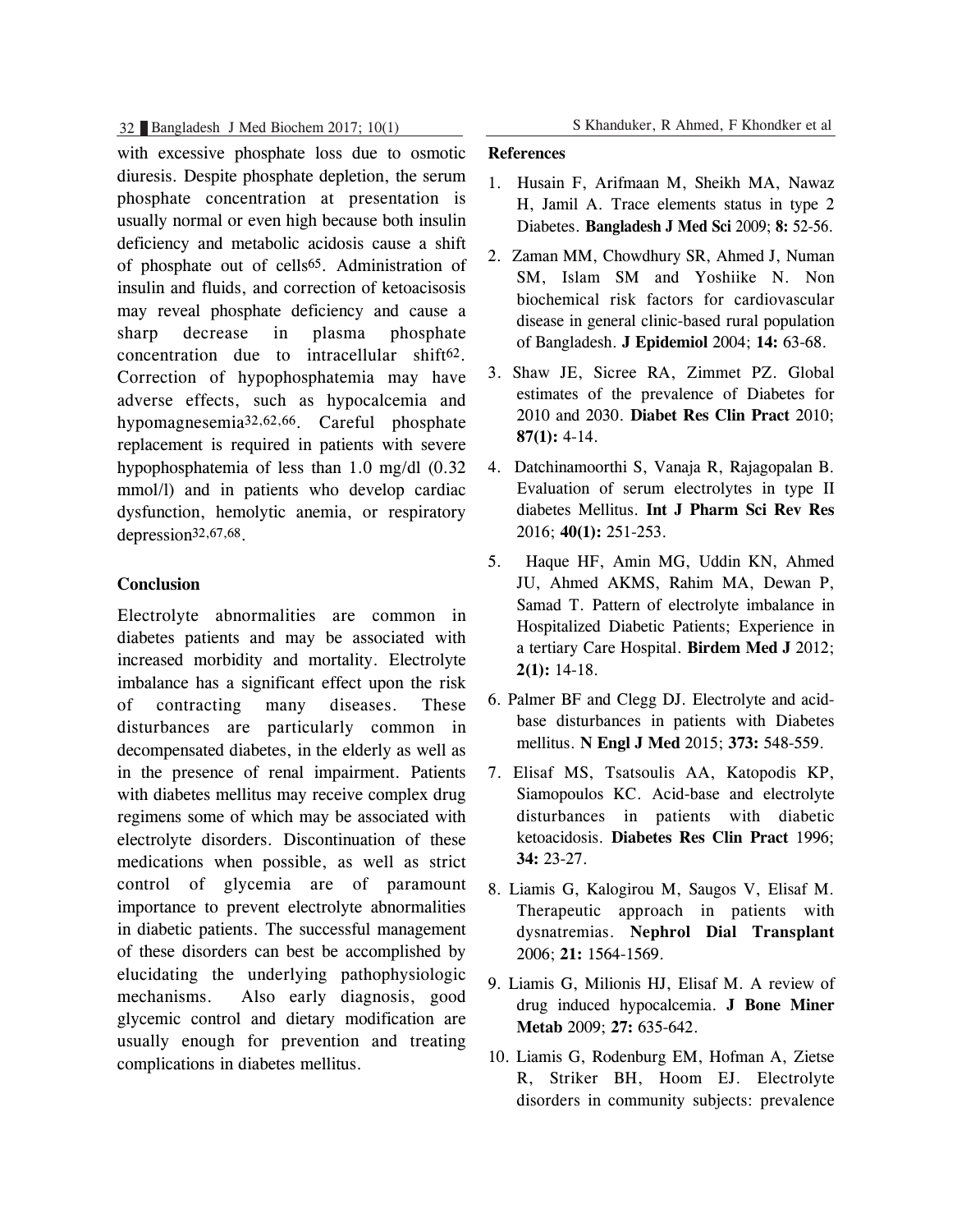with excessive phosphate loss due to osmotic diuresis. Despite phosphate depletion, the serum phosphate concentration at presentation is usually normal or even high because both insulin deficiency and metabolic acidosis cause a shift of phosphate out of cells[65]. Administration of insulin and fluids, and correction of ketoacisosis may reveal phosphate deficiency and cause a sharp decrease in plasma phosphate concentration due to intracellular shift[62]. Correction of hypophosphatemia may have adverse effects, such as hypocalcemia and hypomagnesemia[32,62,66]. Careful phosphate replacement is required in patients with severe hypophosphatemia of less than 1.0 mg/dl (0.32 mmol/l) and in patients who develop cardiac dysfunction, hemolytic anemia, or respiratory depression[32,67,68].

## Conclusion

Electrolyte abnormalities are common in diabetes patients and may be associated with increased morbidity and mortality. Electrolyte imbalance has a significant effect upon the risk of contracting many diseases. These disturbances are particularly common in decompensated diabetes, in the elderly as well as in the presence of renal impairment. Patients with diabetes mellitus may receive complex drug regimens some of which may be associated with electrolyte disorders. Discontinuation of these medications when possible, as well as strict control of glycemia are of paramount importance to prevent electrolyte abnormalities in diabetic patients. The successful management of these disorders can best be accomplished by elucidating the underlying pathophysiologic mechanisms. Also early diagnosis, good glycemic control and dietary modification are usually enough for prevention and treating complications in diabetes mellitus.

## References

1. Husain F, Arifmaan M, Sheikh MA, Nawaz H, Jamil A. Trace elements status in type 2 Diabetes. **Bangladesh J Med Sci** 2009; **8:** 52-56.
2. Zaman MM, Chowdhury SR, Ahmed J, Numan SM, Islam SM and Yoshiike N. Non biochemical risk factors for cardiovascular disease in general clinic-based rural population of Bangladesh. **J Epidemiol** 2004; **14:** 63-68.
3. Shaw JE, Sicree RA, Zimmet PZ. Global estimates of the prevalence of Diabetes for 2010 and 2030. **Diabet Res Clin Pract** 2010; **87(1):** 4-14.
4. Datchinamoorthi S, Vanaja R, Rajagopalan B. Evaluation of serum electrolytes in type II diabetes Mellitus. **Int J Pharm Sci Rev Res** 2016; **40(1):** 251-253.
5. Haque HF, Amin MG, Uddin KN, Ahmed JU, Ahmed AKMS, Rahim MA, Dewan P, Samad T. Pattern of electrolyte imbalance in Hospitalized Diabetic Patients; Experience in a tertiary Care Hospital. **Birdem Med J** 2012; **2(1):** 14-18.
6. Palmer BF and Clegg DJ. Electrolyte and acid-base disturbances in patients with Diabetes mellitus. **N Engl J Med** 2015; **373:** 548-559.
7. Elisaf MS, Tsatsoulis AA, Katopodis KP, Siamopoulos KC. Acid-base and electrolyte disturbances in patients with diabetic ketoacidosis. **Diabetes Res Clin Pract** 1996; **34:** 23-27.
8. Liamis G, Kalogirou M, Saugos V, Elisaf M. Therapeutic approach in patients with dysnatremias. **Nephrol Dial Transplant** 2006; **21:** 1564-1569.
9. Liamis G, Milionis HJ, Elisaf M. A review of drug induced hypocalcemia. **J Bone Miner Metab** 2009; **27:** 635-642.
10. Liamis G, Rodenburg EM, Hofman A, Zietse R, Striker BH, Hoom EJ. Electrolyte disorders in community subjects: prevalence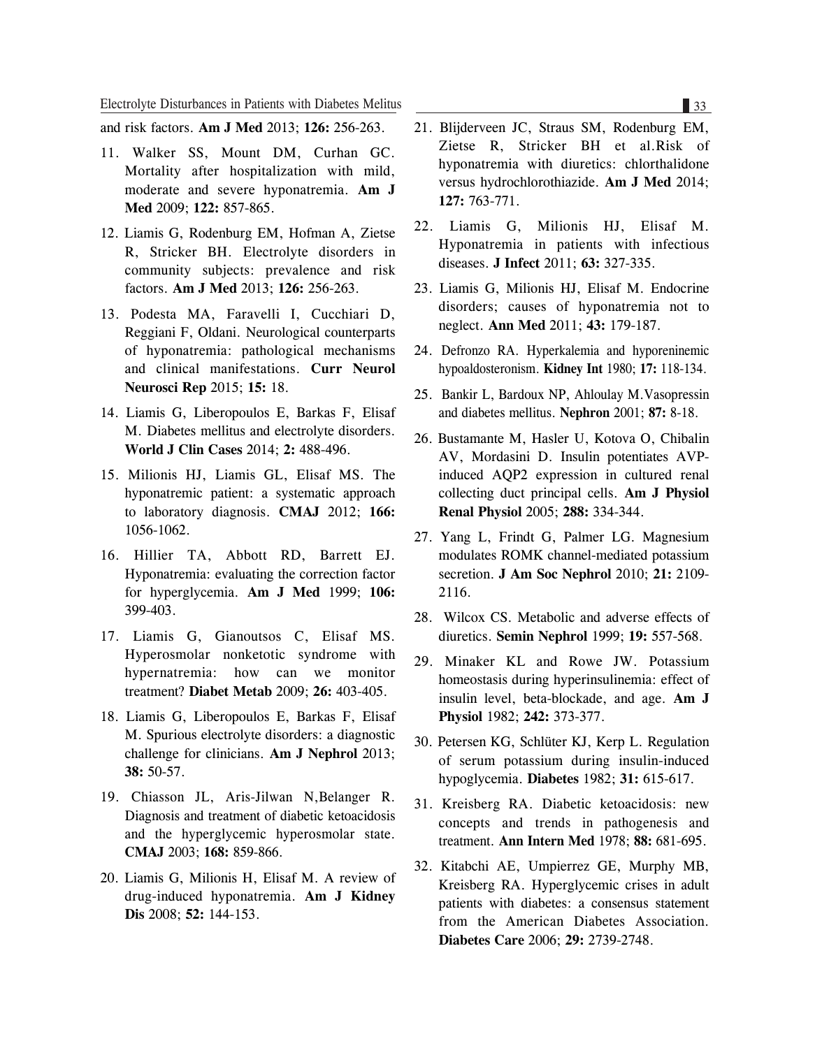and risk factors. **Am J Med** 2013; **126:** 256-263.

11. Walker SS, Mount DM, Curhan GC. Mortality after hospitalization with mild, moderate and severe hyponatremia. **Am J Med** 2009; **122:** 857-865.

12. Liamis G, Rodenburg EM, Hofman A, Zietse R, Stricker BH. Electrolyte disorders in community subjects: prevalence and risk factors. **Am J Med** 2013; **126:** 256-263.

13. Podesta MA, Faravelli I, Cucchiari D, Reggiani F, Oldani. Neurological counterparts of hyponatremia: pathological mechanisms and clinical manifestations. **Curr Neurol Neurosci Rep** 2015; **15:** 18.

14. Liamis G, Liberopoulos E, Barkas F, Elisaf M. Diabetes mellitus and electrolyte disorders. **World J Clin Cases** 2014; **2:** 488-496.

15. Milionis HJ, Liamis GL, Elisaf MS. The hyponatremic patient: a systematic approach to laboratory diagnosis. **CMAJ** 2012; **166:** 1056-1062.

16. Hillier TA, Abbott RD, Barrett EJ. Hyponatremia: evaluating the correction factor for hyperglycemia. **Am J Med** 1999; **106:** 399-403.

17. Liamis G, Gianoutsos C, Elisaf MS. Hyperosmolar nonketotic syndrome with hypernatremia: how can we monitor treatment? **Diabet Metab** 2009; **26:** 403-405.

18. Liamis G, Liberopoulos E, Barkas F, Elisaf M. Spurious electrolyte disorders: a diagnostic challenge for clinicians. **Am J Nephrol** 2013; **38:** 50-57.

19. Chiasson JL, Aris-Jilwan N,Belanger R. Diagnosis and treatment of diabetic ketoacidosis and the hyperglycemic hyperosmolar state. **CMAJ** 2003; **168:** 859-866.

20. Liamis G, Milionis H, Elisaf M. A review of drug-induced hyponatremia. **Am J Kidney Dis** 2008; **52:** 144-153.

21. Blijderveen JC, Straus SM, Rodenburg EM, Zietse R, Stricker BH et al.Risk of hyponatremia with diuretics: chlorthalidone versus hydrochlorothiazide. **Am J Med** 2014; **127:** 763-771.

22. Liamis G, Milionis HJ, Elisaf M. Hyponatremia in patients with infectious diseases. **J Infect** 2011; **63:** 327-335.

23. Liamis G, Milionis HJ, Elisaf M. Endocrine disorders; causes of hyponatremia not to neglect. **Ann Med** 2011; **43:** 179-187.

24. Defronzo RA. Hyperkalemia and hyporeninemic hypoaldosteronism. **Kidney Int** 1980; **17:** 118-134.

25. Bankir L, Bardoux NP, Ahloulay M.Vasopressin and diabetes mellitus. **Nephron** 2001; **87:** 8-18.

26. Bustamante M, Hasler U, Kotova O, Chibalin AV, Mordasini D. Insulin potentiates AVP-induced AQP2 expression in cultured renal collecting duct principal cells. **Am J Physiol Renal Physiol** 2005; **288:** 334-344.

27. Yang L, Frindt G, Palmer LG. Magnesium modulates ROMK channel-mediated potassium secretion. **J Am Soc Nephrol** 2010; **21:** 2109-2116.

28. Wilcox CS. Metabolic and adverse effects of diuretics. **Semin Nephrol** 1999; **19:** 557-568.

29. Minaker KL and Rowe JW. Potassium homeostasis during hyperinsulinemia: effect of insulin level, beta-blockade, and age. **Am J Physiol** 1982; **242:** 373-377.

30. Petersen KG, Schlüter KJ, Kerp L. Regulation of serum potassium during insulin-induced hypoglycemia. **Diabetes** 1982; **31:** 615-617.

31. Kreisberg RA. Diabetic ketoacidosis: new concepts and trends in pathogenesis and treatment. **Ann Intern Med** 1978; **88:** 681-695.

32. Kitabchi AE, Umpierrez GE, Murphy MB, Kreisberg RA. Hyperglycemic crises in adult patients with diabetes: a consensus statement from the American Diabetes Association. **Diabetes Care** 2006; **29:** 2739-2748.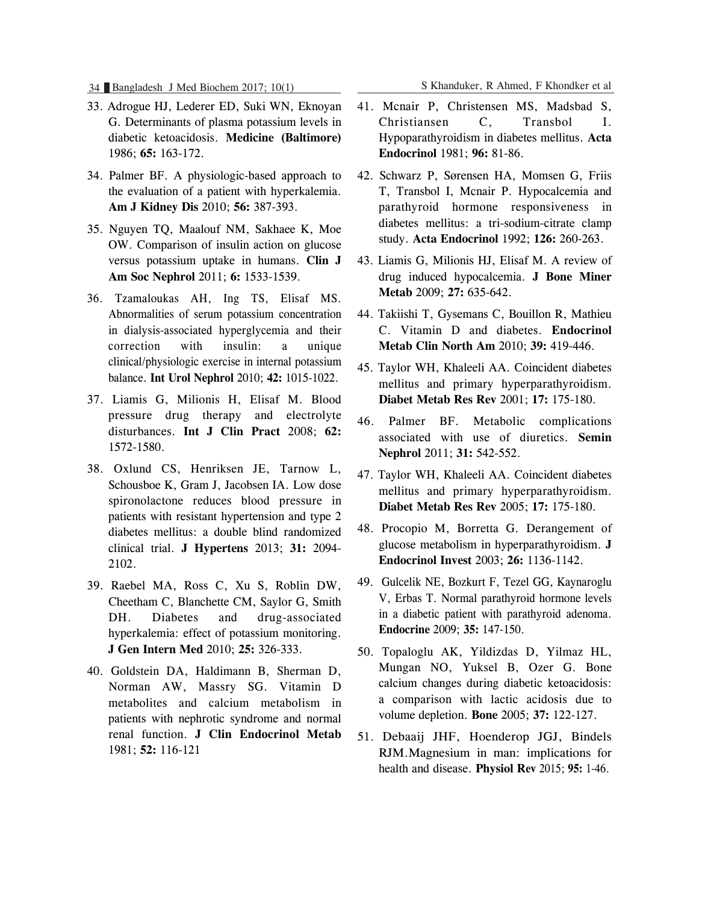33. Adrogue HJ, Lederer ED, Suki WN, Eknoyan G. Determinants of plasma potassium levels in diabetic ketoacidosis. **Medicine (Baltimore)** 1986; **65:** 163-172.

34. Palmer BF. A physiologic-based approach to the evaluation of a patient with hyperkalemia. **Am J Kidney Dis** 2010; **56:** 387-393.

35. Nguyen TQ, Maalouf NM, Sakhaee K, Moe OW. Comparison of insulin action on glucose versus potassium uptake in humans. **Clin J Am Soc Nephrol** 2011; **6:** 1533-1539.

36. Tzamaloukas AH, Ing TS, Elisaf MS. Abnormalities of serum potassium concentration in dialysis-associated hyperglycemia and their correction with insulin: a unique clinical/physiologic exercise in internal potassium balance. **Int Urol Nephrol** 2010; **42:** 1015-1022.

37. Liamis G, Milionis H, Elisaf M. Blood pressure drug therapy and electrolyte disturbances. **Int J Clin Pract** 2008; **62:** 1572-1580.

38. Oxlund CS, Henriksen JE, Tarnow L, Schousboe K, Gram J, Jacobsen IA. Low dose spironolactone reduces blood pressure in patients with resistant hypertension and type 2 diabetes mellitus: a double blind randomized clinical trial. **J Hypertens** 2013; **31:** 2094-2102.

39. Raebel MA, Ross C, Xu S, Roblin DW, Cheetham C, Blanchette CM, Saylor G, Smith DH. Diabetes and drug-associated hyperkalemia: effect of potassium monitoring. **J Gen Intern Med** 2010; **25:** 326-333.

40. Goldstein DA, Haldimann B, Sherman D, Norman AW, Massry SG. Vitamin D metabolites and calcium metabolism in patients with nephrotic syndrome and normal renal function. **J Clin Endocrinol Metab** 1981; **52:** 116-121

41. Mcnair P, Christensen MS, Madsbad S, Christiansen C, Transbol I. Hypoparathyroidism in diabetes mellitus. **Acta Endocrinol** 1981; **96:** 81-86.

42. Schwarz P, Sørensen HA, Momsen G, Friis T, Transbol I, Mcnair P. Hypocalcemia and parathyroid hormone responsiveness in diabetes mellitus: a tri-sodium-citrate clamp study. **Acta Endocrinol** 1992; **126:** 260-263.

43. Liamis G, Milionis HJ, Elisaf M. A review of drug induced hypocalcemia. **J Bone Miner Metab** 2009; **27:** 635-642.

44. Takiishi T, Gysemans C, Bouillon R, Mathieu C. Vitamin D and diabetes. **Endocrinol Metab Clin North Am** 2010; **39:** 419-446.

45. Taylor WH, Khaleeli AA. Coincident diabetes mellitus and primary hyperparathyroidism. **Diabet Metab Res Rev** 2001; **17:** 175-180.

46. Palmer BF. Metabolic complications associated with use of diuretics. **Semin Nephrol** 2011; **31:** 542-552.

47. Taylor WH, Khaleeli AA. Coincident diabetes mellitus and primary hyperparathyroidism. **Diabet Metab Res Rev** 2005; **17:** 175-180.

48. Procopio M, Borretta G. Derangement of glucose metabolism in hyperparathyroidism. **J Endocrinol Invest** 2003; **26:** 1136-1142.

49. Gulcelik NE, Bozkurt F, Tezel GG, Kaynaroglu V, Erbas T. Normal parathyroid hormone levels in a diabetic patient with parathyroid adenoma. **Endocrine** 2009; **35:** 147-150.

50. Topaloglu AK, Yildizdas D, Yilmaz HL, Mungan NO, Yuksel B, Ozer G. Bone calcium changes during diabetic ketoacidosis: a comparison with lactic acidosis due to volume depletion. **Bone** 2005; **37:** 122-127.

51. Debaaij JHF, Hoenderop JGJ, Bindels RJM.Magnesium in man: implications for health and disease. **Physiol Rev** 2015; **95:** 1-46.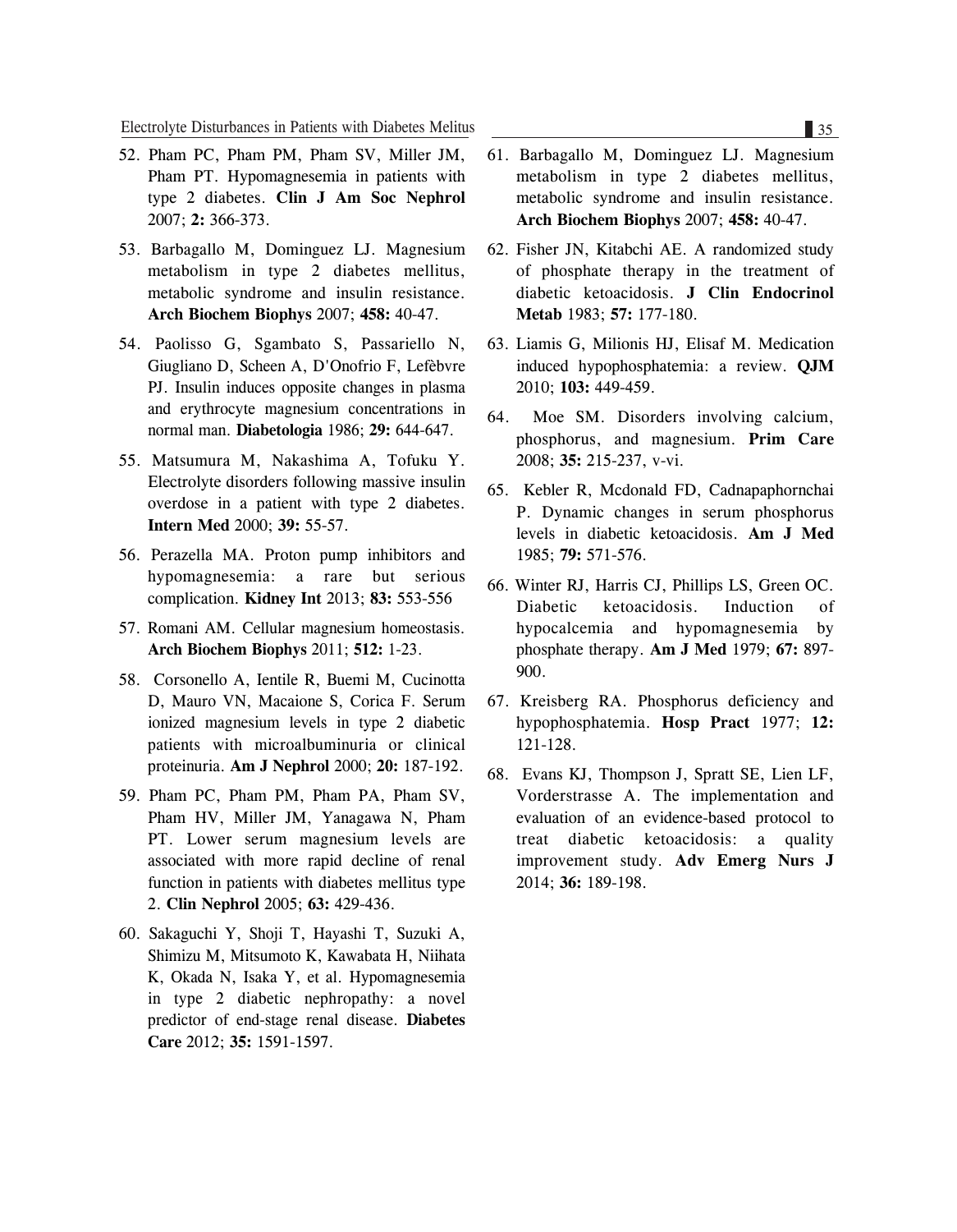52. Pham PC, Pham PM, Pham SV, Miller JM, Pham PT. Hypomagnesemia in patients with type 2 diabetes. **Clin J Am Soc Nephrol** 2007; **2:** 366-373.

53. Barbagallo M, Dominguez LJ. Magnesium metabolism in type 2 diabetes mellitus, metabolic syndrome and insulin resistance. **Arch Biochem Biophys** 2007; **458:** 40-47.

54. Paolisso G, Sgambato S, Passariello N, Giugliano D, Scheen A, D'Onofrio F, Lefèbvre PJ. Insulin induces opposite changes in plasma and erythrocyte magnesium concentrations in normal man. **Diabetologia** 1986; **29:** 644-647.

55. Matsumura M, Nakashima A, Tofuku Y. Electrolyte disorders following massive insulin overdose in a patient with type 2 diabetes. **Intern Med** 2000; **39:** 55-57.

56. Perazella MA. Proton pump inhibitors and hypomagnesemia: a rare but serious complication. **Kidney Int** 2013; **83:** 553-556

57. Romani AM. Cellular magnesium homeostasis. **Arch Biochem Biophys** 2011; **512:** 1-23.

58. Corsonello A, Ientile R, Buemi M, Cucinotta D, Mauro VN, Macaione S, Corica F. Serum ionized magnesium levels in type 2 diabetic patients with microalbuminuria or clinical proteinuria. **Am J Nephrol** 2000; **20:** 187-192.

59. Pham PC, Pham PM, Pham PA, Pham SV, Pham HV, Miller JM, Yanagawa N, Pham PT. Lower serum magnesium levels are associated with more rapid decline of renal function in patients with diabetes mellitus type 2. **Clin Nephrol** 2005; **63:** 429-436.

60. Sakaguchi Y, Shoji T, Hayashi T, Suzuki A, Shimizu M, Mitsumoto K, Kawabata H, Niihata K, Okada N, Isaka Y, et al. Hypomagnesemia in type 2 diabetic nephropathy: a novel predictor of end-stage renal disease. **Diabetes Care** 2012; **35:** 1591-1597.

61. Barbagallo M, Dominguez LJ. Magnesium metabolism in type 2 diabetes mellitus, metabolic syndrome and insulin resistance. **Arch Biochem Biophys** 2007; **458:** 40-47.

62. Fisher JN, Kitabchi AE. A randomized study of phosphate therapy in the treatment of diabetic ketoacidosis. **J Clin Endocrinol Metab** 1983; **57:** 177-180.

63. Liamis G, Milionis HJ, Elisaf M. Medication induced hypophosphatemia: a review. **QJM** 2010; **103:** 449-459.

64. Moe SM. Disorders involving calcium, phosphorus, and magnesium. **Prim Care** 2008; **35:** 215-237, v-vi.

65. Kebler R, Mcdonald FD, Cadnapaphornchai P. Dynamic changes in serum phosphorus levels in diabetic ketoacidosis. **Am J Med** 1985; **79:** 571-576.

66. Winter RJ, Harris CJ, Phillips LS, Green OC. Diabetic ketoacidosis. Induction of hypocalcemia and hypomagnesemia by phosphate therapy. **Am J Med** 1979; **67:** 897-900.

67. Kreisberg RA. Phosphorus deficiency and hypophosphatemia. **Hosp Pract** 1977; **12:** 121-128.

68. Evans KJ, Thompson J, Spratt SE, Lien LF, Vorderstrasse A. The implementation and evaluation of an evidence-based protocol to treat diabetic ketoacidosis: a quality improvement study. **Adv Emerg Nurs J** 2014; **36:** 189-198.